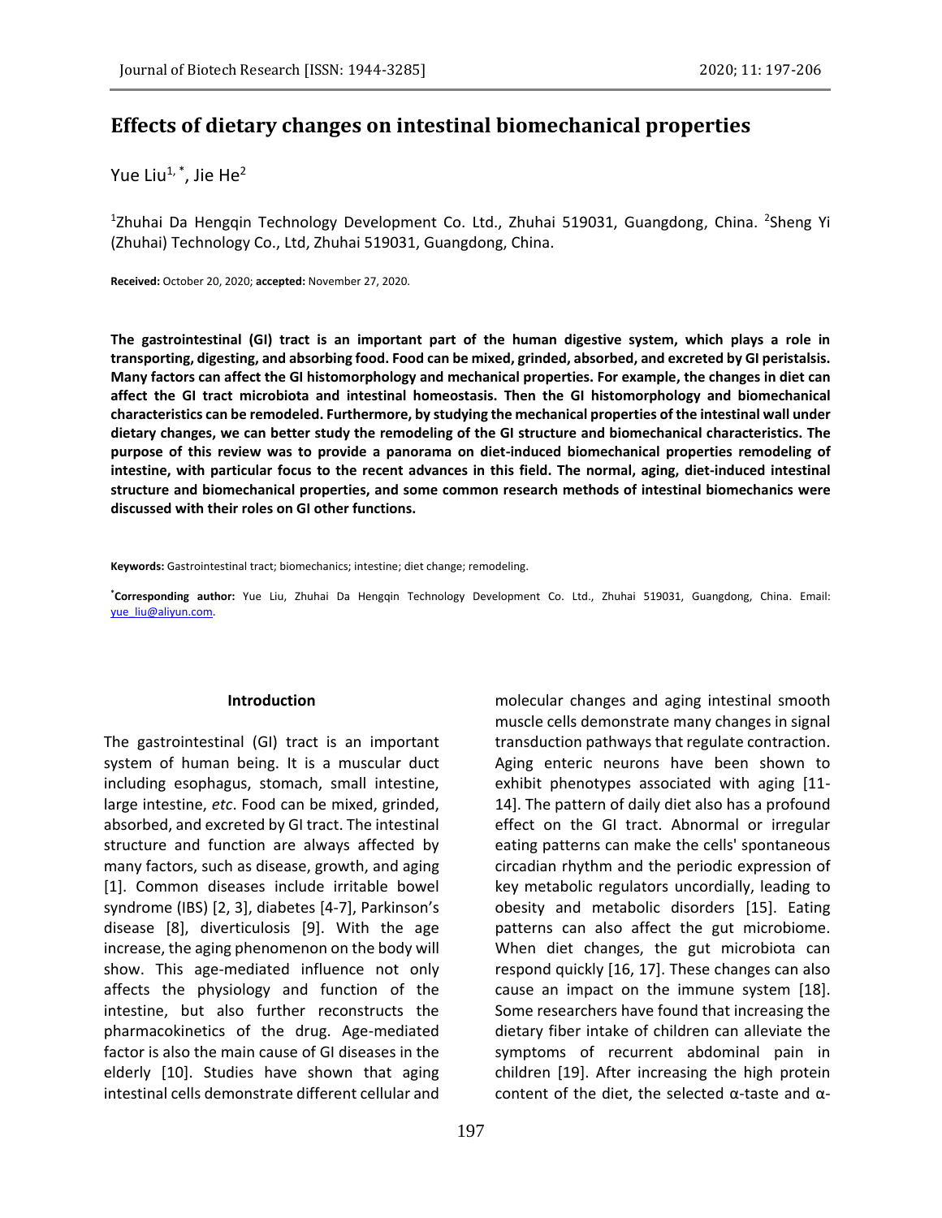# Effects of dietary changes on intestinal biomechanical properties

Yue Liu[1,*], Jie He[2]

[1]Zhuhai Da Hengqin Technology Development Co. Ltd., Zhuhai 519031, Guangdong, China. [2]Sheng Yi (Zhuhai) Technology Co., Ltd, Zhuhai 519031, Guangdong, China.

**Received:** October 20, 2020; **accepted:** November 27, 2020.

**The gastrointestinal (GI) tract is an important part of the human digestive system, which plays a role in transporting, digesting, and absorbing food. Food can be mixed, grinded, absorbed, and excreted by GI peristalsis. Many factors can affect the GI histomorphology and mechanical properties. For example, the changes in diet can affect the GI tract microbiota and intestinal homeostasis. Then the GI histomorphology and biomechanical characteristics can be remodeled. Furthermore, by studying the mechanical properties of the intestinal wall under dietary changes, we can better study the remodeling of the GI structure and biomechanical characteristics. The purpose of this review was to provide a panorama on diet-induced biomechanical properties remodeling of intestine, with particular focus to the recent advances in this field. The normal, aging, diet-induced intestinal structure and biomechanical properties, and some common research methods of intestinal biomechanics were discussed with their roles on GI other functions.**

**Keywords:** Gastrointestinal tract; biomechanics; intestine; diet change; remodeling.

[*]**Corresponding author:** Yue Liu, Zhuhai Da Hengqin Technology Development Co. Ltd., Zhuhai 519031, Guangdong, China. Email: yue_liu@aliyun.com.

## Introduction

The gastrointestinal (GI) tract is an important system of human being. It is a muscular duct including esophagus, stomach, small intestine, large intestine, *etc*. Food can be mixed, grinded, absorbed, and excreted by GI tract. The intestinal structure and function are always affected by many factors, such as disease, growth, and aging [1]. Common diseases include irritable bowel syndrome (IBS) [2, 3], diabetes [4-7], Parkinson's disease [8], diverticulosis [9]. With the age increase, the aging phenomenon on the body will show. This age-mediated influence not only affects the physiology and function of the intestine, but also further reconstructs the pharmacokinetics of the drug. Age-mediated factor is also the main cause of GI diseases in the elderly [10]. Studies have shown that aging intestinal cells demonstrate different cellular and molecular changes and aging intestinal smooth muscle cells demonstrate many changes in signal transduction pathways that regulate contraction. Aging enteric neurons have been shown to exhibit phenotypes associated with aging [11-14]. The pattern of daily diet also has a profound effect on the GI tract. Abnormal or irregular eating patterns can make the cells' spontaneous circadian rhythm and the periodic expression of key metabolic regulators uncordially, leading to obesity and metabolic disorders [15]. Eating patterns can also affect the gut microbiome. When diet changes, the gut microbiota can respond quickly [16, 17]. These changes can also cause an impact on the immune system [18]. Some researchers have found that increasing the dietary fiber intake of children can alleviate the symptoms of recurrent abdominal pain in children [19]. After increasing the high protein content of the diet, the selected α-taste and α-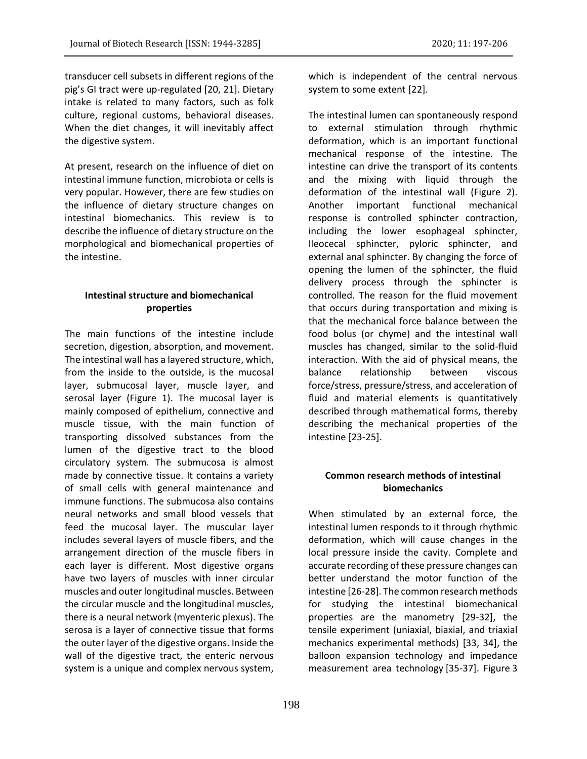transducer cell subsets in different regions of the pig's GI tract were up-regulated [20, 21]. Dietary intake is related to many factors, such as folk culture, regional customs, behavioral diseases. When the diet changes, it will inevitably affect the digestive system.

At present, research on the influence of diet on intestinal immune function, microbiota or cells is very popular. However, there are few studies on the influence of dietary structure changes on intestinal biomechanics. This review is to describe the influence of dietary structure on the morphological and biomechanical properties of the intestine.

## Intestinal structure and biomechanical properties

The main functions of the intestine include secretion, digestion, absorption, and movement. The intestinal wall has a layered structure, which, from the inside to the outside, is the mucosal layer, submucosal layer, muscle layer, and serosal layer (Figure 1). The mucosal layer is mainly composed of epithelium, connective and muscle tissue, with the main function of transporting dissolved substances from the lumen of the digestive tract to the blood circulatory system. The submucosa is almost made by connective tissue. It contains a variety of small cells with general maintenance and immune functions. The submucosa also contains neural networks and small blood vessels that feed the mucosal layer. The muscular layer includes several layers of muscle fibers, and the arrangement direction of the muscle fibers in each layer is different. Most digestive organs have two layers of muscles with inner circular muscles and outer longitudinal muscles. Between the circular muscle and the longitudinal muscles, there is a neural network (myenteric plexus). The serosa is a layer of connective tissue that forms the outer layer of the digestive organs. Inside the wall of the digestive tract, the enteric nervous system is a unique and complex nervous system, which is independent of the central nervous system to some extent [22].

The intestinal lumen can spontaneously respond to external stimulation through rhythmic deformation, which is an important functional mechanical response of the intestine. The intestine can drive the transport of its contents and the mixing with liquid through the deformation of the intestinal wall (Figure 2). Another important functional mechanical response is controlled sphincter contraction, including the lower esophageal sphincter, Ileocecal sphincter, pyloric sphincter, and external anal sphincter. By changing the force of opening the lumen of the sphincter, the fluid delivery process through the sphincter is controlled. The reason for the fluid movement that occurs during transportation and mixing is that the mechanical force balance between the food bolus (or chyme) and the intestinal wall muscles has changed, similar to the solid-fluid interaction. With the aid of physical means, the balance relationship between viscous force/stress, pressure/stress, and acceleration of fluid and material elements is quantitatively described through mathematical forms, thereby describing the mechanical properties of the intestine [23-25].

## Common research methods of intestinal biomechanics

When stimulated by an external force, the intestinal lumen responds to it through rhythmic deformation, which will cause changes in the local pressure inside the cavity. Complete and accurate recording of these pressure changes can better understand the motor function of the intestine [26-28]. The common research methods for studying the intestinal biomechanical properties are the manometry [29-32], the tensile experiment (uniaxial, biaxial, and triaxial mechanics experimental methods) [33, 34], the balloon expansion technology and impedance measurement area technology [35-37]. Figure 3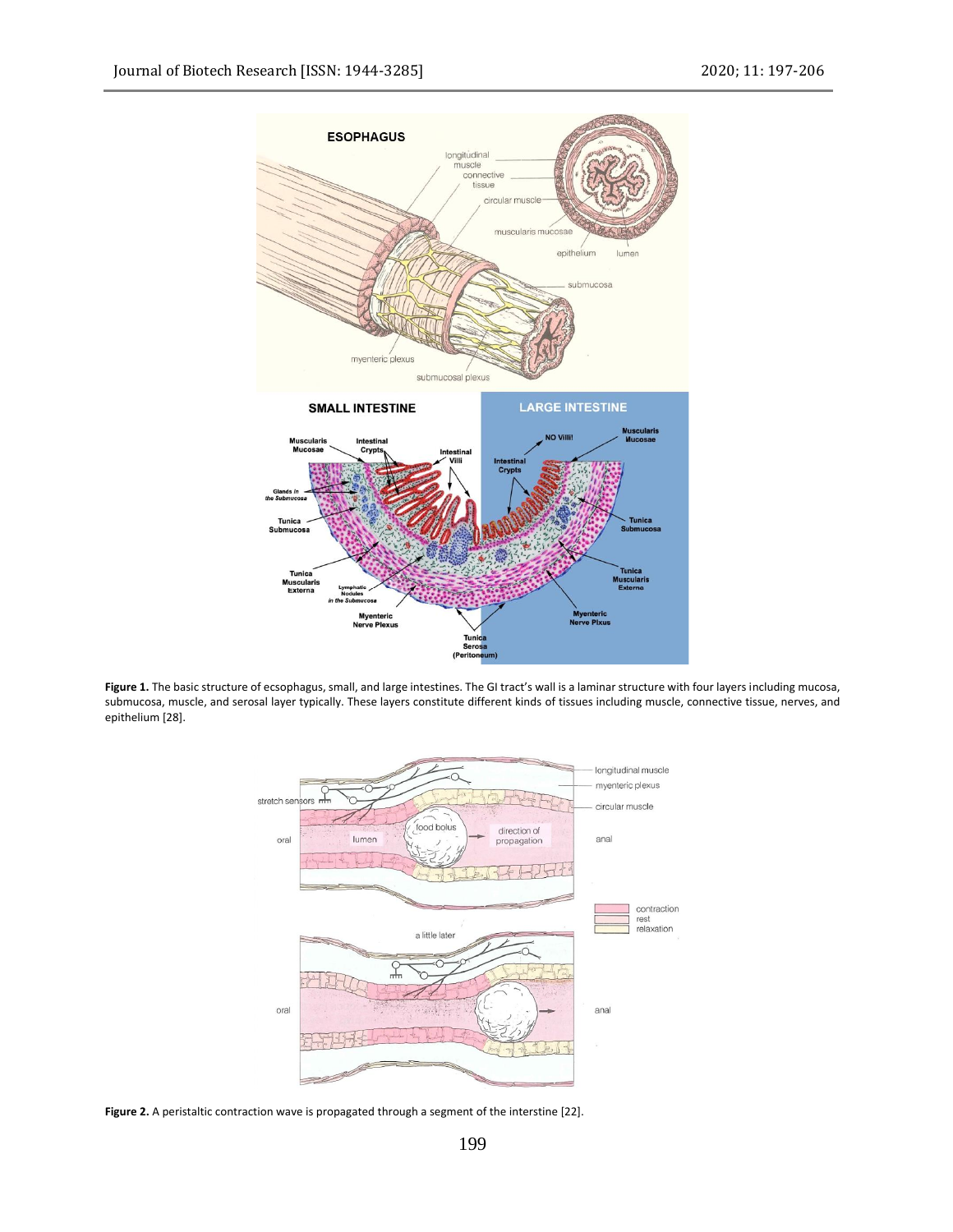**Figure 1.** The basic structure of ecsophagus, small, and large intestines. The GI tract's wall is a laminar structure with four layers including mucosa, submucosa, muscle, and serosal layer typically. These layers constitute different kinds of tissues including muscle, connective tissue, nerves, and epithelium [28].

**Figure 2.** A peristaltic contraction wave is propagated through a segment of the interstine [22].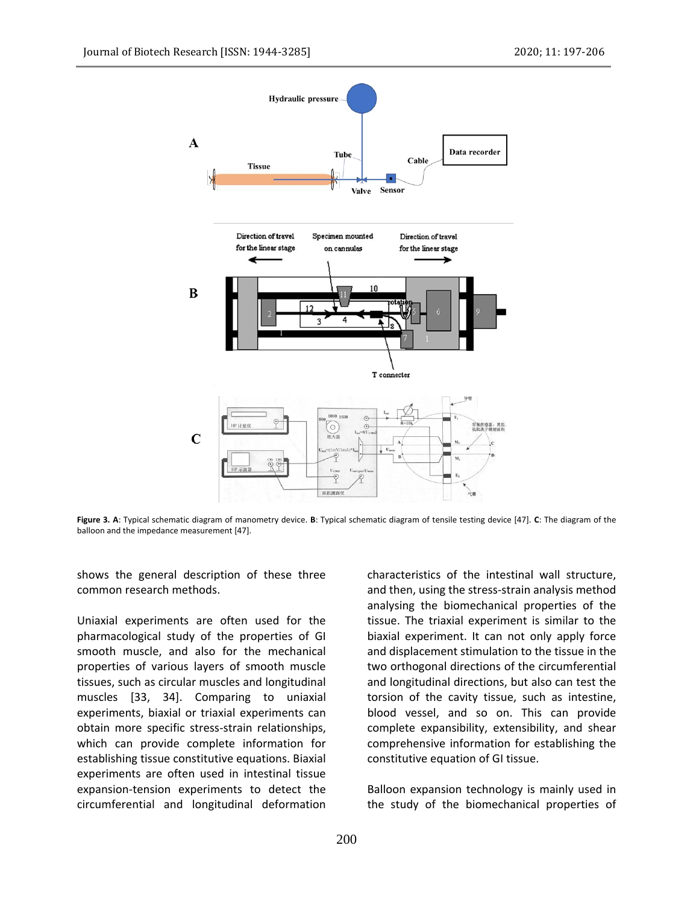**Figure 3. A**: Typical schematic diagram of manometry device. **B**: Typical schematic diagram of tensile testing device [47]. **C**: The diagram of the balloon and the impedance measurement [47].

shows the general description of these three common research methods.

Uniaxial experiments are often used for the pharmacological study of the properties of GI smooth muscle, and also for the mechanical properties of various layers of smooth muscle tissues, such as circular muscles and longitudinal muscles [33, 34]. Comparing to uniaxial experiments, biaxial or triaxial experiments can obtain more specific stress-strain relationships, which can provide complete information for establishing tissue constitutive equations. Biaxial experiments are often used in intestinal tissue expansion-tension experiments to detect the circumferential and longitudinal deformation characteristics of the intestinal wall structure, and then, using the stress-strain analysis method analysing the biomechanical properties of the tissue. The triaxial experiment is similar to the biaxial experiment. It can not only apply force and displacement stimulation to the tissue in the two orthogonal directions of the circumferential and longitudinal directions, but also can test the torsion of the cavity tissue, such as intestine, blood vessel, and so on. This can provide complete expansibility, extensibility, and shear comprehensive information for establishing the constitutive equation of GI tissue.

Balloon expansion technology is mainly used in the study of the biomechanical properties of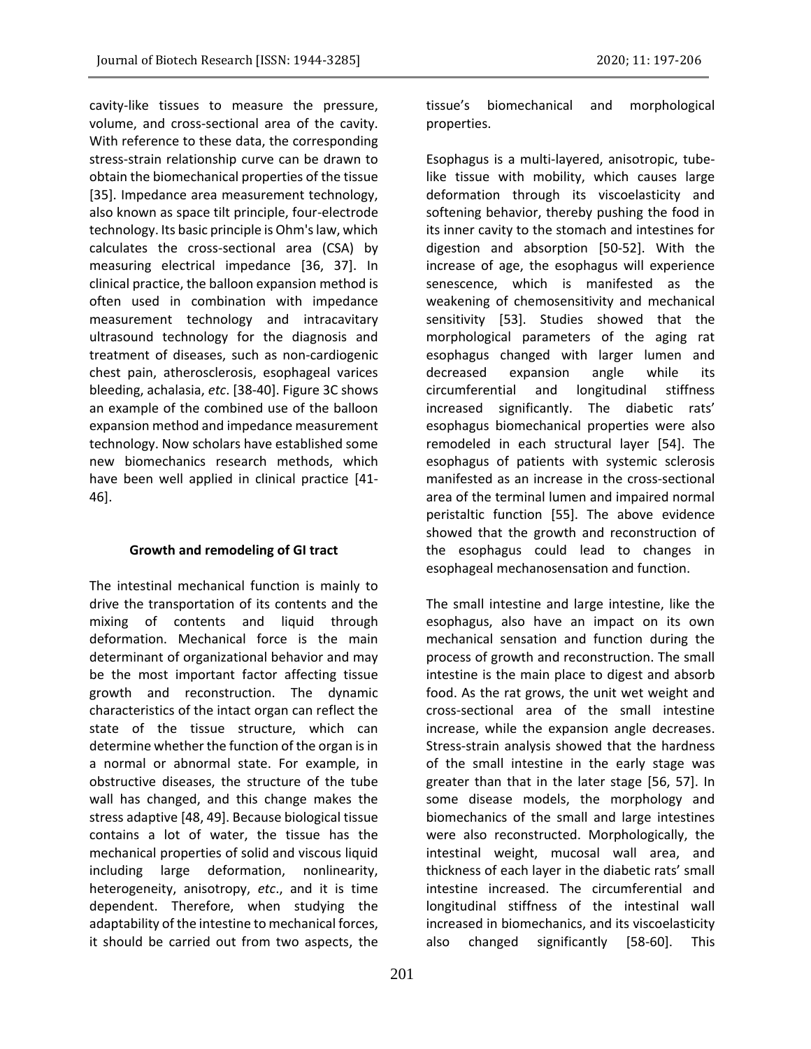cavity-like tissues to measure the pressure, volume, and cross-sectional area of the cavity. With reference to these data, the corresponding stress-strain relationship curve can be drawn to obtain the biomechanical properties of the tissue [35]. Impedance area measurement technology, also known as space tilt principle, four-electrode technology. Its basic principle is Ohm's law, which calculates the cross-sectional area (CSA) by measuring electrical impedance [36, 37]. In clinical practice, the balloon expansion method is often used in combination with impedance measurement technology and intracavitary ultrasound technology for the diagnosis and treatment of diseases, such as non-cardiogenic chest pain, atherosclerosis, esophageal varices bleeding, achalasia, *etc*. [38-40]. Figure 3C shows an example of the combined use of the balloon expansion method and impedance measurement technology. Now scholars have established some new biomechanics research methods, which have been well applied in clinical practice [41-46].

**Growth and remodeling of GI tract**

The intestinal mechanical function is mainly to drive the transportation of its contents and the mixing of contents and liquid through deformation. Mechanical force is the main determinant of organizational behavior and may be the most important factor affecting tissue growth and reconstruction. The dynamic characteristics of the intact organ can reflect the state of the tissue structure, which can determine whether the function of the organ is in a normal or abnormal state. For example, in obstructive diseases, the structure of the tube wall has changed, and this change makes the stress adaptive [48, 49]. Because biological tissue contains a lot of water, the tissue has the mechanical properties of solid and viscous liquid including large deformation, nonlinearity, heterogeneity, anisotropy, *etc*., and it is time dependent. Therefore, when studying the adaptability of the intestine to mechanical forces, it should be carried out from two aspects, the tissue's biomechanical and morphological properties.

Esophagus is a multi-layered, anisotropic, tube-like tissue with mobility, which causes large deformation through its viscoelasticity and softening behavior, thereby pushing the food in its inner cavity to the stomach and intestines for digestion and absorption [50-52]. With the increase of age, the esophagus will experience senescence, which is manifested as the weakening of chemosensitivity and mechanical sensitivity [53]. Studies showed that the morphological parameters of the aging rat esophagus changed with larger lumen and decreased expansion angle while its circumferential and longitudinal stiffness increased significantly. The diabetic rats' esophagus biomechanical properties were also remodeled in each structural layer [54]. The esophagus of patients with systemic sclerosis manifested as an increase in the cross-sectional area of the terminal lumen and impaired normal peristaltic function [55]. The above evidence showed that the growth and reconstruction of the esophagus could lead to changes in esophageal mechanosensation and function.

The small intestine and large intestine, like the esophagus, also have an impact on its own mechanical sensation and function during the process of growth and reconstruction. The small intestine is the main place to digest and absorb food. As the rat grows, the unit wet weight and cross-sectional area of the small intestine increase, while the expansion angle decreases. Stress-strain analysis showed that the hardness of the small intestine in the early stage was greater than that in the later stage [56, 57]. In some disease models, the morphology and biomechanics of the small and large intestines were also reconstructed. Morphologically, the intestinal weight, mucosal wall area, and thickness of each layer in the diabetic rats' small intestine increased. The circumferential and longitudinal stiffness of the intestinal wall increased in biomechanics, and its viscoelasticity also changed significantly [58-60]. This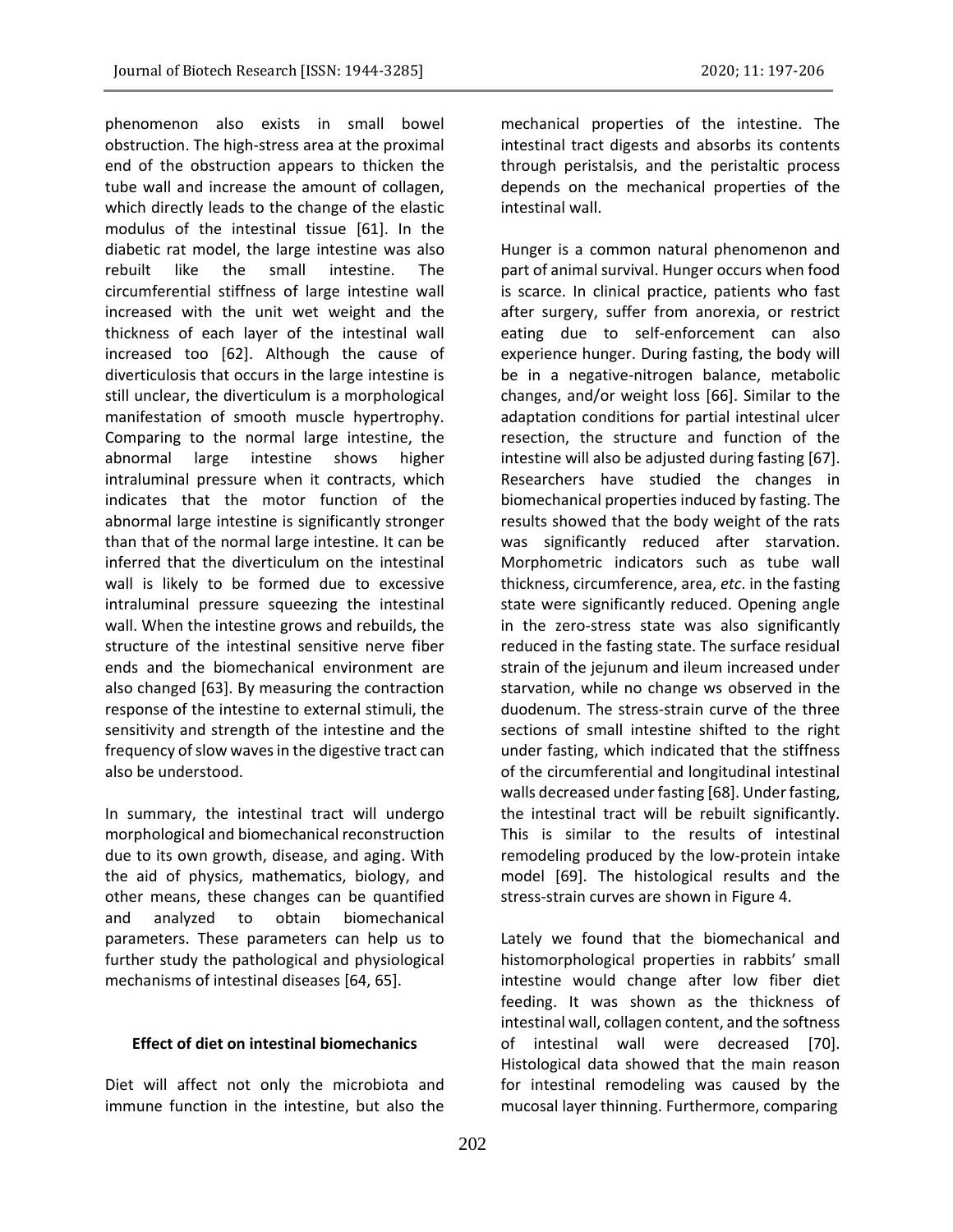phenomenon also exists in small bowel obstruction. The high-stress area at the proximal end of the obstruction appears to thicken the tube wall and increase the amount of collagen, which directly leads to the change of the elastic modulus of the intestinal tissue [61]. In the diabetic rat model, the large intestine was also rebuilt like the small intestine. The circumferential stiffness of large intestine wall increased with the unit wet weight and the thickness of each layer of the intestinal wall increased too [62]. Although the cause of diverticulosis that occurs in the large intestine is still unclear, the diverticulum is a morphological manifestation of smooth muscle hypertrophy. Comparing to the normal large intestine, the abnormal large intestine shows higher intraluminal pressure when it contracts, which indicates that the motor function of the abnormal large intestine is significantly stronger than that of the normal large intestine. It can be inferred that the diverticulum on the intestinal wall is likely to be formed due to excessive intraluminal pressure squeezing the intestinal wall. When the intestine grows and rebuilds, the structure of the intestinal sensitive nerve fiber ends and the biomechanical environment are also changed [63]. By measuring the contraction response of the intestine to external stimuli, the sensitivity and strength of the intestine and the frequency of slow waves in the digestive tract can also be understood.

In summary, the intestinal tract will undergo morphological and biomechanical reconstruction due to its own growth, disease, and aging. With the aid of physics, mathematics, biology, and other means, these changes can be quantified and analyzed to obtain biomechanical parameters. These parameters can help us to further study the pathological and physiological mechanisms of intestinal diseases [64, 65].

## Effect of diet on intestinal biomechanics

Diet will affect not only the microbiota and immune function in the intestine, but also the mechanical properties of the intestine. The intestinal tract digests and absorbs its contents through peristalsis, and the peristaltic process depends on the mechanical properties of the intestinal wall.

Hunger is a common natural phenomenon and part of animal survival. Hunger occurs when food is scarce. In clinical practice, patients who fast after surgery, suffer from anorexia, or restrict eating due to self-enforcement can also experience hunger. During fasting, the body will be in a negative-nitrogen balance, metabolic changes, and/or weight loss [66]. Similar to the adaptation conditions for partial intestinal ulcer resection, the structure and function of the intestine will also be adjusted during fasting [67]. Researchers have studied the changes in biomechanical properties induced by fasting. The results showed that the body weight of the rats was significantly reduced after starvation. Morphometric indicators such as tube wall thickness, circumference, area, *etc*. in the fasting state were significantly reduced. Opening angle in the zero-stress state was also significantly reduced in the fasting state. The surface residual strain of the jejunum and ileum increased under starvation, while no change ws observed in the duodenum. The stress-strain curve of the three sections of small intestine shifted to the right under fasting, which indicated that the stiffness of the circumferential and longitudinal intestinal walls decreased under fasting [68]. Under fasting, the intestinal tract will be rebuilt significantly. This is similar to the results of intestinal remodeling produced by the low-protein intake model [69]. The histological results and the stress-strain curves are shown in Figure 4.

Lately we found that the biomechanical and histomorphological properties in rabbits' small intestine would change after low fiber diet feeding. It was shown as the thickness of intestinal wall, collagen content, and the softness of intestinal wall were decreased [70]. Histological data showed that the main reason for intestinal remodeling was caused by the mucosal layer thinning. Furthermore, comparing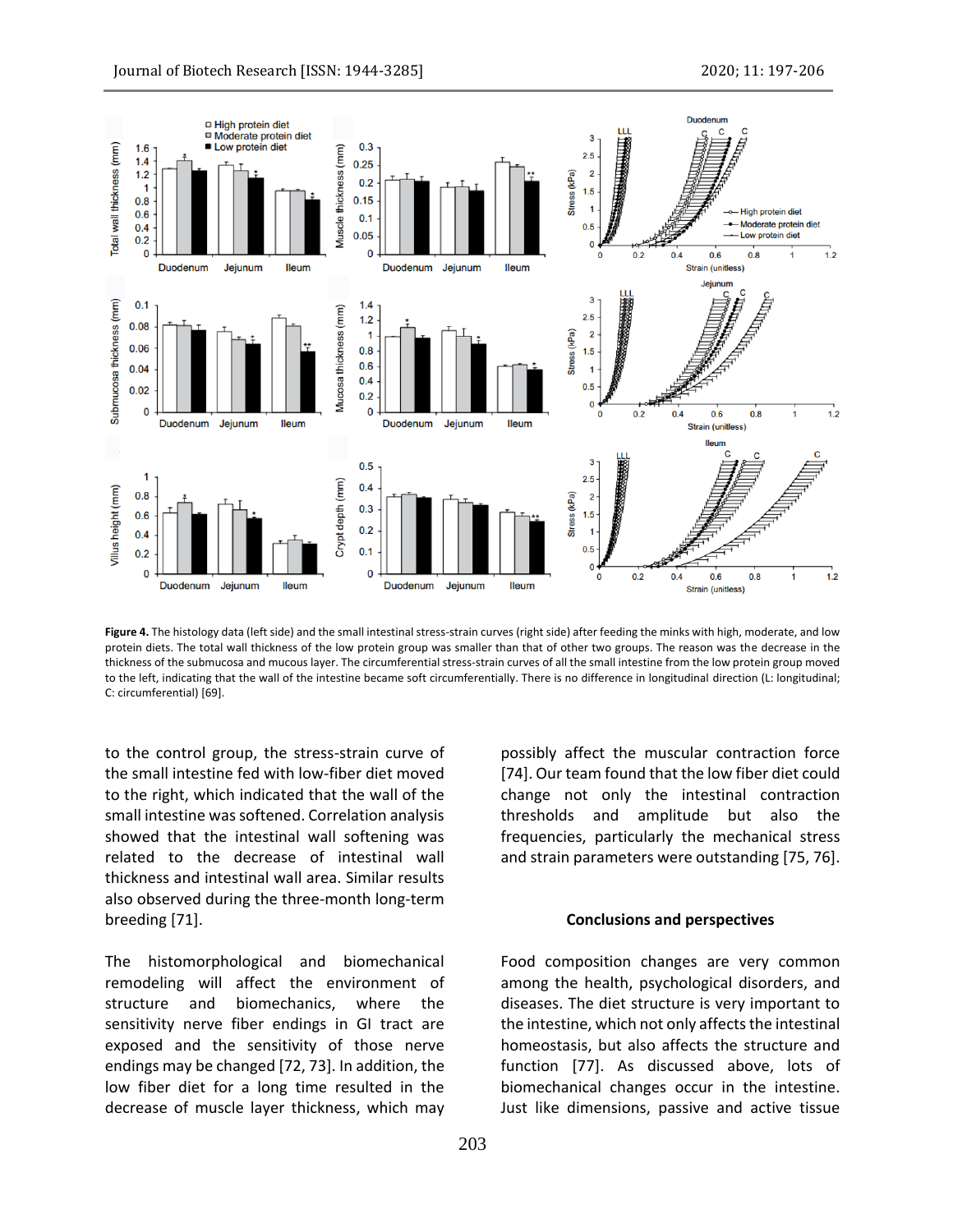**Figure 4.** The histology data (left side) and the small intestinal stress-strain curves (right side) after feeding the minks with high, moderate, and low protein diets. The total wall thickness of the low protein group was smaller than that of other two groups. The reason was the decrease in the thickness of the submucosa and mucous layer. The circumferential stress-strain curves of all the small intestine from the low protein group moved to the left, indicating that the wall of the intestine became soft circumferentially. There is no difference in longitudinal direction (L: longitudinal; C: circumferential) [69].

to the control group, the stress-strain curve of the small intestine fed with low-fiber diet moved to the right, which indicated that the wall of the small intestine was softened. Correlation analysis showed that the intestinal wall softening was related to the decrease of intestinal wall thickness and intestinal wall area. Similar results also observed during the three-month long-term breeding [71].

The histomorphological and biomechanical remodeling will affect the environment of structure and biomechanics, where the sensitivity nerve fiber endings in GI tract are exposed and the sensitivity of those nerve endings may be changed [72, 73]. In addition, the low fiber diet for a long time resulted in the decrease of muscle layer thickness, which may possibly affect the muscular contraction force [74]. Our team found that the low fiber diet could change not only the intestinal contraction thresholds and amplitude but also the frequencies, particularly the mechanical stress and strain parameters were outstanding [75, 76].

## Conclusions and perspectives

Food composition changes are very common among the health, psychological disorders, and diseases. The diet structure is very important to the intestine, which not only affects the intestinal homeostasis, but also affects the structure and function [77]. As discussed above, lots of biomechanical changes occur in the intestine. Just like dimensions, passive and active tissue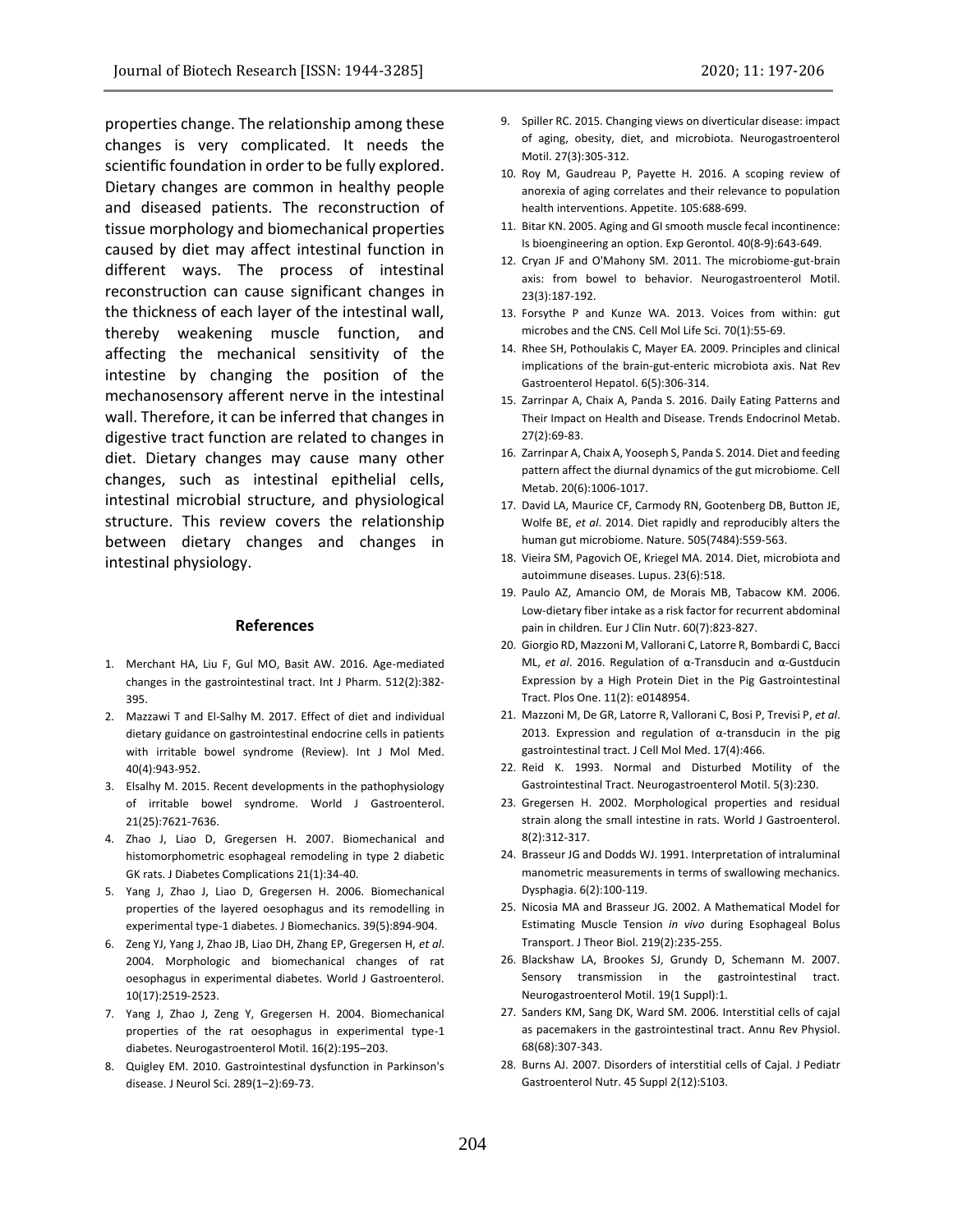properties change. The relationship among these changes is very complicated. It needs the scientific foundation in order to be fully explored. Dietary changes are common in healthy people and diseased patients. The reconstruction of tissue morphology and biomechanical properties caused by diet may affect intestinal function in different ways. The process of intestinal reconstruction can cause significant changes in the thickness of each layer of the intestinal wall, thereby weakening muscle function, and affecting the mechanical sensitivity of the intestine by changing the position of the mechanosensory afferent nerve in the intestinal wall. Therefore, it can be inferred that changes in digestive tract function are related to changes in diet. Dietary changes may cause many other changes, such as intestinal epithelial cells, intestinal microbial structure, and physiological structure. This review covers the relationship between dietary changes and changes in intestinal physiology.

## References

1. Merchant HA, Liu F, Gul MO, Basit AW. 2016. Age-mediated changes in the gastrointestinal tract. Int J Pharm. 512(2):382-395.
2. Mazzawi T and El-Salhy M. 2017. Effect of diet and individual dietary guidance on gastrointestinal endocrine cells in patients with irritable bowel syndrome (Review). Int J Mol Med. 40(4):943-952.
3. Elsalhy M. 2015. Recent developments in the pathophysiology of irritable bowel syndrome. World J Gastroenterol. 21(25):7621-7636.
4. Zhao J, Liao D, Gregersen H. 2007. Biomechanical and histomorphometric esophageal remodeling in type 2 diabetic GK rats. J Diabetes Complications 21(1):34-40.
5. Yang J, Zhao J, Liao D, Gregersen H. 2006. Biomechanical properties of the layered oesophagus and its remodelling in experimental type-1 diabetes. J Biomechanics. 39(5):894-904.
6. Zeng YJ, Yang J, Zhao JB, Liao DH, Zhang EP, Gregersen H, *et al*. 2004. Morphologic and biomechanical changes of rat oesophagus in experimental diabetes. World J Gastroenterol. 10(17):2519-2523.
7. Yang J, Zhao J, Zeng Y, Gregersen H. 2004. Biomechanical properties of the rat oesophagus in experimental type-1 diabetes. Neurogastroenterol Motil. 16(2):195–203.
8. Quigley EM. 2010. Gastrointestinal dysfunction in Parkinson's disease. J Neurol Sci. 289(1–2):69-73.
9. Spiller RC. 2015. Changing views on diverticular disease: impact of aging, obesity, diet, and microbiota. Neurogastroenterol Motil. 27(3):305-312.
10. Roy M, Gaudreau P, Payette H. 2016. A scoping review of anorexia of aging correlates and their relevance to population health interventions. Appetite. 105:688-699.
11. Bitar KN. 2005. Aging and GI smooth muscle fecal incontinence: Is bioengineering an option. Exp Gerontol. 40(8-9):643-649.
12. Cryan JF and O'Mahony SM. 2011. The microbiome-gut-brain axis: from bowel to behavior. Neurogastroenterol Motil. 23(3):187-192.
13. Forsythe P and Kunze WA. 2013. Voices from within: gut microbes and the CNS. Cell Mol Life Sci. 70(1):55-69.
14. Rhee SH, Pothoulakis C, Mayer EA. 2009. Principles and clinical implications of the brain-gut-enteric microbiota axis. Nat Rev Gastroenterol Hepatol. 6(5):306-314.
15. Zarrinpar A, Chaix A, Panda S. 2016. Daily Eating Patterns and Their Impact on Health and Disease. Trends Endocrinol Metab. 27(2):69-83.
16. Zarrinpar A, Chaix A, Yooseph S, Panda S. 2014. Diet and feeding pattern affect the diurnal dynamics of the gut microbiome. Cell Metab. 20(6):1006-1017.
17. David LA, Maurice CF, Carmody RN, Gootenberg DB, Button JE, Wolfe BE, *et al*. 2014. Diet rapidly and reproducibly alters the human gut microbiome. Nature. 505(7484):559-563.
18. Vieira SM, Pagovich OE, Kriegel MA. 2014. Diet, microbiota and autoimmune diseases. Lupus. 23(6):518.
19. Paulo AZ, Amancio OM, de Morais MB, Tabacow KM. 2006. Low-dietary fiber intake as a risk factor for recurrent abdominal pain in children. Eur J Clin Nutr. 60(7):823-827.
20. Giorgio RD, Mazzoni M, Vallorani C, Latorre R, Bombardi C, Bacci ML, *et al*. 2016. Regulation of α-Transducin and α-Gustducin Expression by a High Protein Diet in the Pig Gastrointestinal Tract. Plos One. 11(2): e0148954.
21. Mazzoni M, De GR, Latorre R, Vallorani C, Bosi P, Trevisi P, *et al*. 2013. Expression and regulation of α-transducin in the pig gastrointestinal tract. J Cell Mol Med. 17(4):466.
22. Reid K. 1993. Normal and Disturbed Motility of the Gastrointestinal Tract. Neurogastroenterol Motil. 5(3):230.
23. Gregersen H. 2002. Morphological properties and residual strain along the small intestine in rats. World J Gastroenterol. 8(2):312-317.
24. Brasseur JG and Dodds WJ. 1991. Interpretation of intraluminal manometric measurements in terms of swallowing mechanics. Dysphagia. 6(2):100-119.
25. Nicosia MA and Brasseur JG. 2002. A Mathematical Model for Estimating Muscle Tension *in vivo* during Esophageal Bolus Transport. J Theor Biol. 219(2):235-255.
26. Blackshaw LA, Brookes SJ, Grundy D, Schemann M. 2007. Sensory transmission in the gastrointestinal tract. Neurogastroenterol Motil. 19(1 Suppl):1.
27. Sanders KM, Sang DK, Ward SM. 2006. Interstitial cells of cajal as pacemakers in the gastrointestinal tract. Annu Rev Physiol. 68(68):307-343.
28. Burns AJ. 2007. Disorders of interstitial cells of Cajal. J Pediatr Gastroenterol Nutr. 45 Suppl 2(12):S103.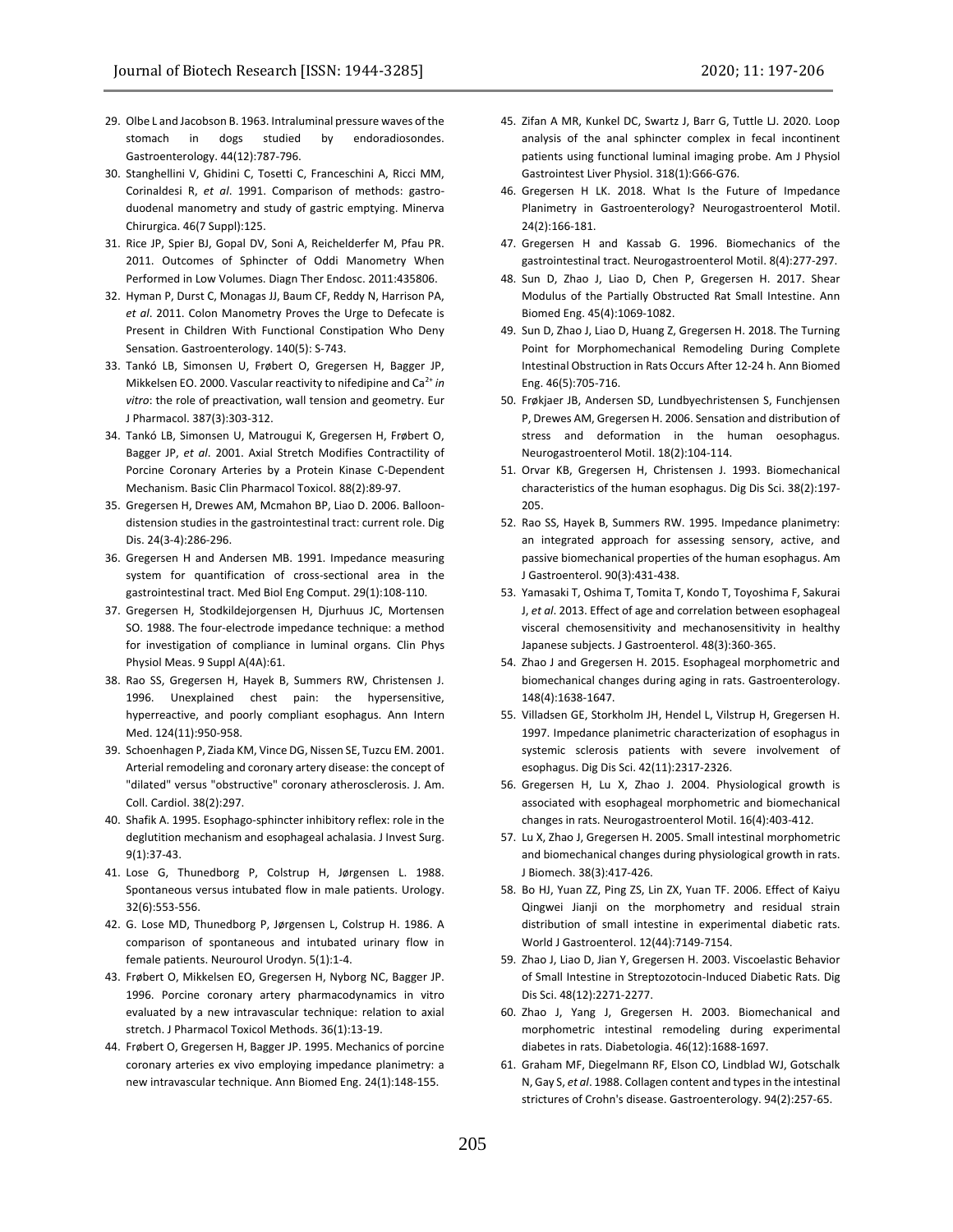29. Olbe L and Jacobson B. 1963. Intraluminal pressure waves of the stomach in dogs studied by endoradiosondes. Gastroenterology. 44(12):787-796.
30. Stanghellini V, Ghidini C, Tosetti C, Franceschini A, Ricci MM, Corinaldesi R, *et al*. 1991. Comparison of methods: gastro-duodenal manometry and study of gastric emptying. Minerva Chirurgica. 46(7 Suppl):125.
31. Rice JP, Spier BJ, Gopal DV, Soni A, Reichelderfer M, Pfau PR. 2011. Outcomes of Sphincter of Oddi Manometry When Performed in Low Volumes. Diagn Ther Endosc. 2011:435806.
32. Hyman P, Durst C, Monagas JJ, Baum CF, Reddy N, Harrison PA, *et al*. 2011. Colon Manometry Proves the Urge to Defecate is Present in Children With Functional Constipation Who Deny Sensation. Gastroenterology. 140(5): S-743.
33. Tankó LB, Simonsen U, Frøbert O, Gregersen H, Bagger JP, Mikkelsen EO. 2000. Vascular reactivity to nifedipine and $Ca^{2+}$ *in vitro*: the role of preactivation, wall tension and geometry. Eur J Pharmacol. 387(3):303-312.
34. Tankó LB, Simonsen U, Matrougui K, Gregersen H, Frøbert O, Bagger JP, *et al*. 2001. Axial Stretch Modifies Contractility of Porcine Coronary Arteries by a Protein Kinase C-Dependent Mechanism. Basic Clin Pharmacol Toxicol. 88(2):89-97.
35. Gregersen H, Drewes AM, Mcmahon BP, Liao D. 2006. Balloon-distension studies in the gastrointestinal tract: current role. Dig Dis. 24(3-4):286-296.
36. Gregersen H and Andersen MB. 1991. Impedance measuring system for quantification of cross-sectional area in the gastrointestinal tract. Med Biol Eng Comput. 29(1):108-110.
37. Gregersen H, Stodkildejorgensen H, Djurhuus JC, Mortensen SO. 1988. The four-electrode impedance technique: a method for investigation of compliance in luminal organs. Clin Phys Physiol Meas. 9 Suppl A(4A):61.
38. Rao SS, Gregersen H, Hayek B, Summers RW, Christensen J. 1996. Unexplained chest pain: the hypersensitive, hyperreactive, and poorly compliant esophagus. Ann Intern Med. 124(11):950-958.
39. Schoenhagen P, Ziada KM, Vince DG, Nissen SE, Tuzcu EM. 2001. Arterial remodeling and coronary artery disease: the concept of "dilated" versus "obstructive" coronary atherosclerosis. J. Am. Coll. Cardiol. 38(2):297.
40. Shafik A. 1995. Esophago-sphincter inhibitory reflex: role in the deglutition mechanism and esophageal achalasia. J Invest Surg. 9(1):37-43.
41. Lose G, Thunedborg P, Colstrup H, Jørgensen L. 1988. Spontaneous versus intubated flow in male patients. Urology. 32(6):553-556.
42. G. Lose MD, Thunedborg P, Jørgensen L, Colstrup H. 1986. A comparison of spontaneous and intubated urinary flow in female patients. Neurourol Urodyn. 5(1):1-4.
43. Frøbert O, Mikkelsen EO, Gregersen H, Nyborg NC, Bagger JP. 1996. Porcine coronary artery pharmacodynamics in vitro evaluated by a new intravascular technique: relation to axial stretch. J Pharmacol Toxicol Methods. 36(1):13-19.
44. Frøbert O, Gregersen H, Bagger JP. 1995. Mechanics of porcine coronary arteries ex vivo employing impedance planimetry: a new intravascular technique. Ann Biomed Eng. 24(1):148-155.
45. Zifan A MR, Kunkel DC, Swartz J, Barr G, Tuttle LJ. 2020. Loop analysis of the anal sphincter complex in fecal incontinent patients using functional luminal imaging probe. Am J Physiol Gastrointest Liver Physiol. 318(1):G66-G76.
46. Gregersen H LK. 2018. What Is the Future of Impedance Planimetry in Gastroenterology? Neurogastroenterol Motil. 24(2):166-181.
47. Gregersen H and Kassab G. 1996. Biomechanics of the gastrointestinal tract. Neurogastroenterol Motil. 8(4):277-297.
48. Sun D, Zhao J, Liao D, Chen P, Gregersen H. 2017. Shear Modulus of the Partially Obstructed Rat Small Intestine. Ann Biomed Eng. 45(4):1069-1082.
49. Sun D, Zhao J, Liao D, Huang Z, Gregersen H. 2018. The Turning Point for Morphomechanical Remodeling During Complete Intestinal Obstruction in Rats Occurs After 12-24 h. Ann Biomed Eng. 46(5):705-716.
50. Frøkjaer JB, Andersen SD, Lundbyechristensen S, Funchjensen P, Drewes AM, Gregersen H. 2006. Sensation and distribution of stress and deformation in the human oesophagus. Neurogastroenterol Motil. 18(2):104-114.
51. Orvar KB, Gregersen H, Christensen J. 1993. Biomechanical characteristics of the human esophagus. Dig Dis Sci. 38(2):197-205.
52. Rao SS, Hayek B, Summers RW. 1995. Impedance planimetry: an integrated approach for assessing sensory, active, and passive biomechanical properties of the human esophagus. Am J Gastroenterol. 90(3):431-438.
53. Yamasaki T, Oshima T, Tomita T, Kondo T, Toyoshima F, Sakurai J, *et al*. 2013. Effect of age and correlation between esophageal visceral chemosensitivity and mechanosensitivity in healthy Japanese subjects. J Gastroenterol. 48(3):360-365.
54. Zhao J and Gregersen H. 2015. Esophageal morphometric and biomechanical changes during aging in rats. Gastroenterology. 148(4):1638-1647.
55. Villadsen GE, Storkholm JH, Hendel L, Vilstrup H, Gregersen H. 1997. Impedance planimetric characterization of esophagus in systemic sclerosis patients with severe involvement of esophagus. Dig Dis Sci. 42(11):2317-2326.
56. Gregersen H, Lu X, Zhao J. 2004. Physiological growth is associated with esophageal morphometric and biomechanical changes in rats. Neurogastroenterol Motil. 16(4):403-412.
57. Lu X, Zhao J, Gregersen H. 2005. Small intestinal morphometric and biomechanical changes during physiological growth in rats. J Biomech. 38(3):417-426.
58. Bo HJ, Yuan ZZ, Ping ZS, Lin ZX, Yuan TF. 2006. Effect of Kaiyu Qingwei Jianji on the morphometry and residual strain distribution of small intestine in experimental diabetic rats. World J Gastroenterol. 12(44):7149-7154.
59. Zhao J, Liao D, Jian Y, Gregersen H. 2003. Viscoelastic Behavior of Small Intestine in Streptozotocin-Induced Diabetic Rats. Dig Dis Sci. 48(12):2271-2277.
60. Zhao J, Yang J, Gregersen H. 2003. Biomechanical and morphometric intestinal remodeling during experimental diabetes in rats. Diabetologia. 46(12):1688-1697.
61. Graham MF, Diegelmann RF, Elson CO, Lindblad WJ, Gotschalk N, Gay S, *et al*. 1988. Collagen content and types in the intestinal strictures of Crohn's disease. Gastroenterology. 94(2):257-65.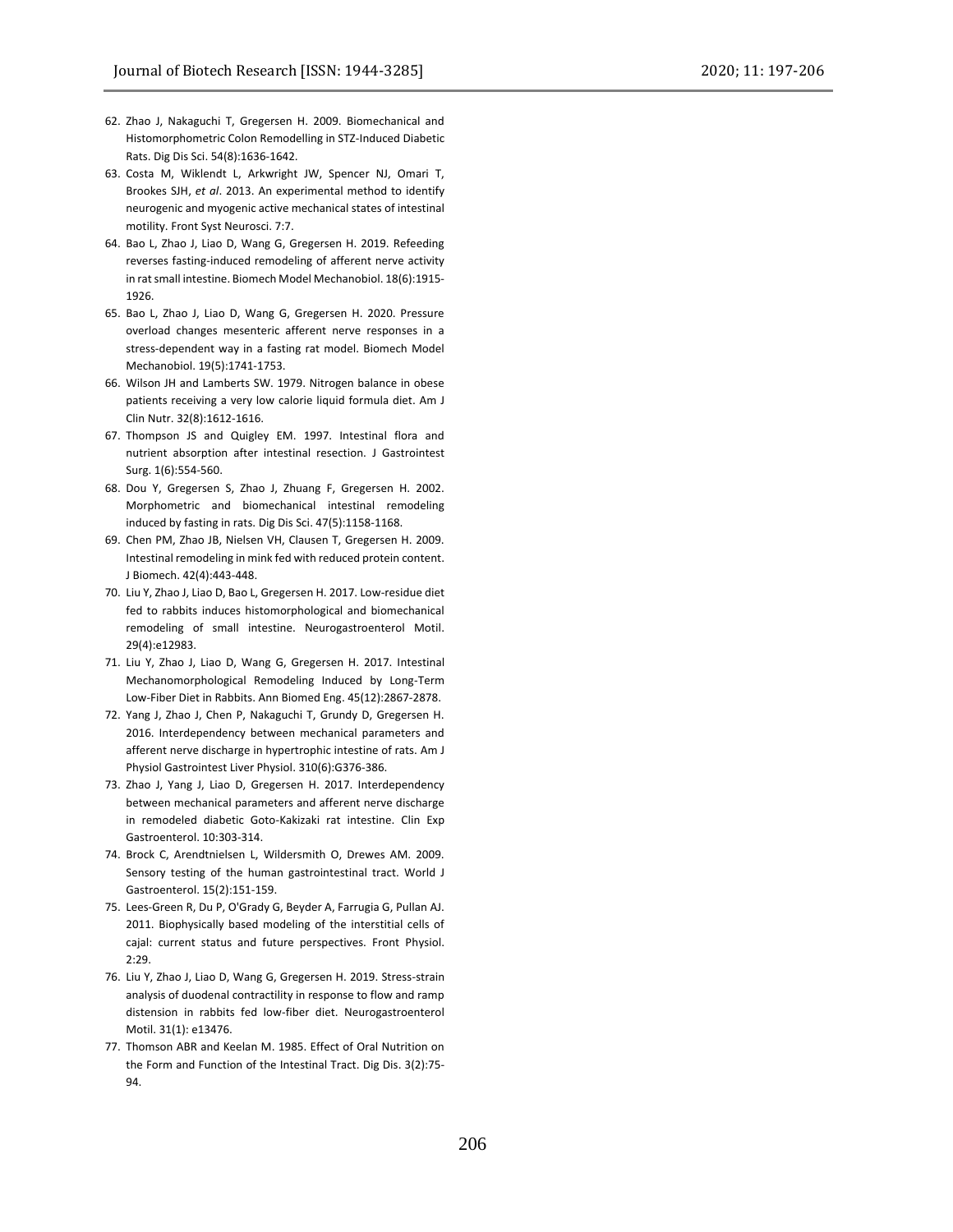62. Zhao J, Nakaguchi T, Gregersen H. 2009. Biomechanical and Histomorphometric Colon Remodelling in STZ-Induced Diabetic Rats. Dig Dis Sci. 54(8):1636-1642.
63. Costa M, Wiklendt L, Arkwright JW, Spencer NJ, Omari T, Brookes SJH, *et al*. 2013. An experimental method to identify neurogenic and myogenic active mechanical states of intestinal motility. Front Syst Neurosci. 7:7.
64. Bao L, Zhao J, Liao D, Wang G, Gregersen H. 2019. Refeeding reverses fasting-induced remodeling of afferent nerve activity in rat small intestine. Biomech Model Mechanobiol. 18(6):1915-1926.
65. Bao L, Zhao J, Liao D, Wang G, Gregersen H. 2020. Pressure overload changes mesenteric afferent nerve responses in a stress-dependent way in a fasting rat model. Biomech Model Mechanobiol. 19(5):1741-1753.
66. Wilson JH and Lamberts SW. 1979. Nitrogen balance in obese patients receiving a very low calorie liquid formula diet. Am J Clin Nutr. 32(8):1612-1616.
67. Thompson JS and Quigley EM. 1997. Intestinal flora and nutrient absorption after intestinal resection. J Gastrointest Surg. 1(6):554-560.
68. Dou Y, Gregersen S, Zhao J, Zhuang F, Gregersen H. 2002. Morphometric and biomechanical intestinal remodeling induced by fasting in rats. Dig Dis Sci. 47(5):1158-1168.
69. Chen PM, Zhao JB, Nielsen VH, Clausen T, Gregersen H. 2009. Intestinal remodeling in mink fed with reduced protein content. J Biomech. 42(4):443-448.
70. Liu Y, Zhao J, Liao D, Bao L, Gregersen H. 2017. Low-residue diet fed to rabbits induces histomorphological and biomechanical remodeling of small intestine. Neurogastroenterol Motil. 29(4):e12983.
71. Liu Y, Zhao J, Liao D, Wang G, Gregersen H. 2017. Intestinal Mechanomorphological Remodeling Induced by Long-Term Low-Fiber Diet in Rabbits. Ann Biomed Eng. 45(12):2867-2878.
72. Yang J, Zhao J, Chen P, Nakaguchi T, Grundy D, Gregersen H. 2016. Interdependency between mechanical parameters and afferent nerve discharge in hypertrophic intestine of rats. Am J Physiol Gastrointest Liver Physiol. 310(6):G376-386.
73. Zhao J, Yang J, Liao D, Gregersen H. 2017. Interdependency between mechanical parameters and afferent nerve discharge in remodeled diabetic Goto-Kakizaki rat intestine. Clin Exp Gastroenterol. 10:303-314.
74. Brock C, Arendtnielsen L, Wildersmith O, Drewes AM. 2009. Sensory testing of the human gastrointestinal tract. World J Gastroenterol. 15(2):151-159.
75. Lees-Green R, Du P, O'Grady G, Beyder A, Farrugia G, Pullan AJ. 2011. Biophysically based modeling of the interstitial cells of cajal: current status and future perspectives. Front Physiol. 2:29.
76. Liu Y, Zhao J, Liao D, Wang G, Gregersen H. 2019. Stress-strain analysis of duodenal contractility in response to flow and ramp distension in rabbits fed low-fiber diet. Neurogastroenterol Motil. 31(1): e13476.
77. Thomson ABR and Keelan M. 1985. Effect of Oral Nutrition on the Form and Function of the Intestinal Tract. Dig Dis. 3(2):75-94.